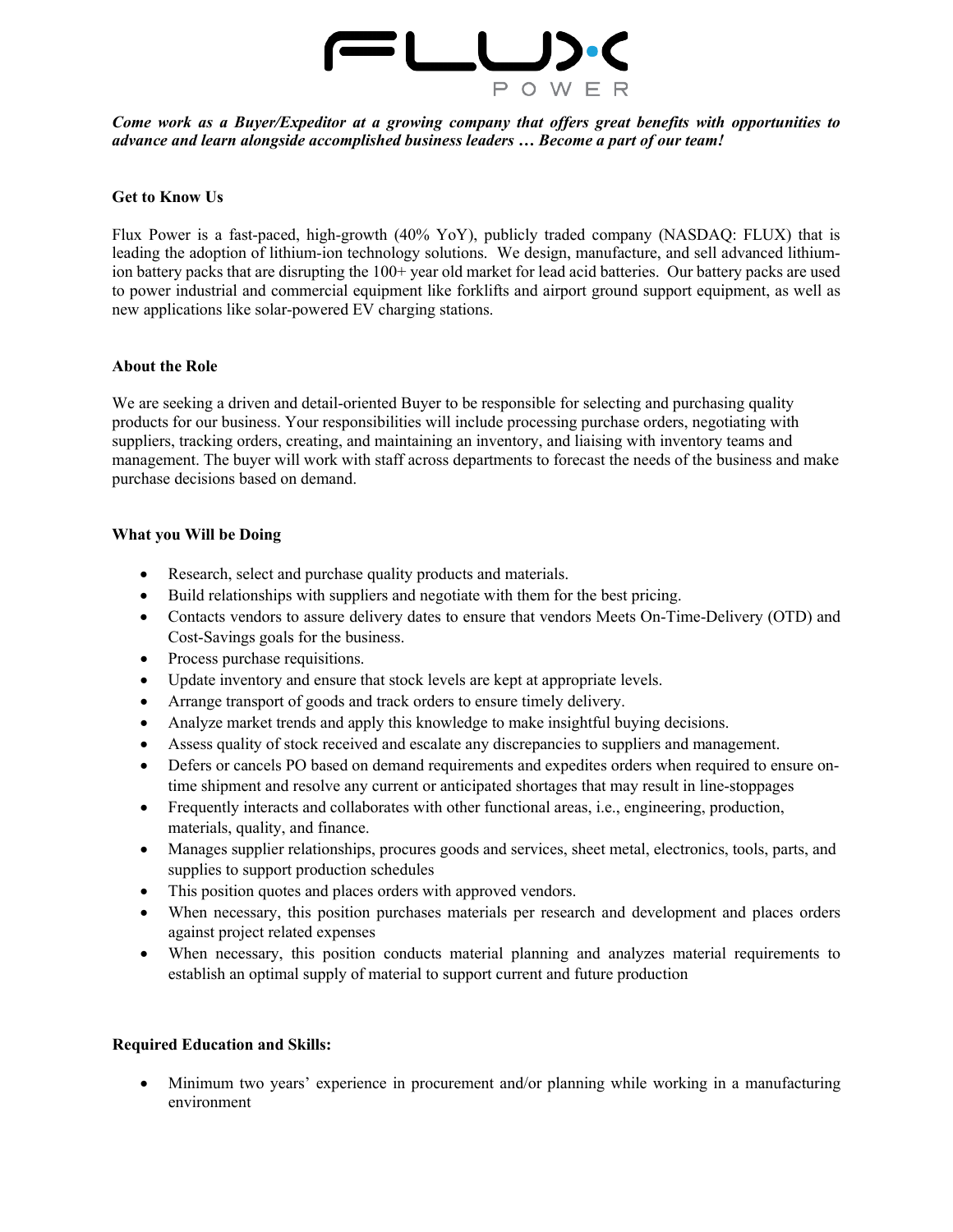***Come work as a Buyer/Expeditor at a growing company that offers great benefits with opportunities to advance and learn alongside accomplished business leaders … Become a part of our team!***

**Get to Know Us**

Flux Power is a fast-paced, high-growth (40% YoY), publicly traded company (NASDAQ: FLUX) that is leading the adoption of lithium-ion technology solutions. We design, manufacture, and sell advanced lithium-ion battery packs that are disrupting the 100+ year old market for lead acid batteries. Our battery packs are used to power industrial and commercial equipment like forklifts and airport ground support equipment, as well as new applications like solar-powered EV charging stations.

**About the Role**

We are seeking a driven and detail-oriented Buyer to be responsible for selecting and purchasing quality products for our business. Your responsibilities will include processing purchase orders, negotiating with suppliers, tracking orders, creating, and maintaining an inventory, and liaising with inventory teams and management. The buyer will work with staff across departments to forecast the needs of the business and make purchase decisions based on demand.

**What you Will be Doing**

- Research, select and purchase quality products and materials.
- Build relationships with suppliers and negotiate with them for the best pricing.
- Contacts vendors to assure delivery dates to ensure that vendors Meets On-Time-Delivery (OTD) and Cost-Savings goals for the business.
- Process purchase requisitions.
- Update inventory and ensure that stock levels are kept at appropriate levels.
- Arrange transport of goods and track orders to ensure timely delivery.
- Analyze market trends and apply this knowledge to make insightful buying decisions.
- Assess quality of stock received and escalate any discrepancies to suppliers and management.
- Defers or cancels PO based on demand requirements and expedites orders when required to ensure on-time shipment and resolve any current or anticipated shortages that may result in line-stoppages
- Frequently interacts and collaborates with other functional areas, i.e., engineering, production, materials, quality, and finance.
- Manages supplier relationships, procures goods and services, sheet metal, electronics, tools, parts, and supplies to support production schedules
- This position quotes and places orders with approved vendors.
- When necessary, this position purchases materials per research and development and places orders against project related expenses
- When necessary, this position conducts material planning and analyzes material requirements to establish an optimal supply of material to support current and future production

**Required Education and Skills:**

- Minimum two years' experience in procurement and/or planning while working in a manufacturing environment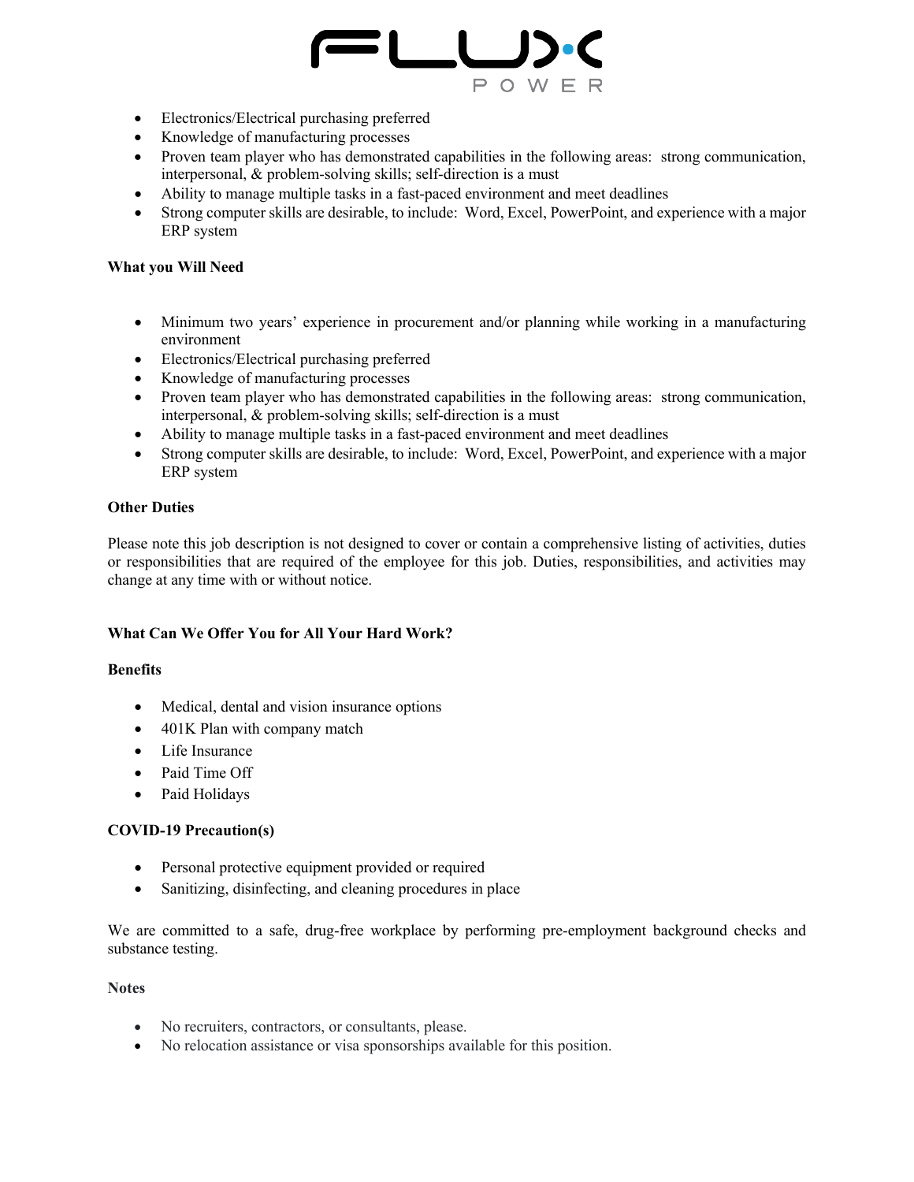- Electronics/Electrical purchasing preferred
- Knowledge of manufacturing processes
- Proven team player who has demonstrated capabilities in the following areas: strong communication, interpersonal, & problem-solving skills; self-direction is a must
- Ability to manage multiple tasks in a fast-paced environment and meet deadlines
- Strong computer skills are desirable, to include: Word, Excel, PowerPoint, and experience with a major ERP system

**What you Will Need**

- Minimum two years' experience in procurement and/or planning while working in a manufacturing environment
- Electronics/Electrical purchasing preferred
- Knowledge of manufacturing processes
- Proven team player who has demonstrated capabilities in the following areas: strong communication, interpersonal, & problem-solving skills; self-direction is a must
- Ability to manage multiple tasks in a fast-paced environment and meet deadlines
- Strong computer skills are desirable, to include: Word, Excel, PowerPoint, and experience with a major ERP system

**Other Duties**

Please note this job description is not designed to cover or contain a comprehensive listing of activities, duties or responsibilities that are required of the employee for this job. Duties, responsibilities, and activities may change at any time with or without notice.

**What Can We Offer You for All Your Hard Work?**

**Benefits**

- Medical, dental and vision insurance options
- 401K Plan with company match
- Life Insurance
- Paid Time Off
- Paid Holidays

**COVID-19 Precaution(s)**

- Personal protective equipment provided or required
- Sanitizing, disinfecting, and cleaning procedures in place

We are committed to a safe, drug-free workplace by performing pre-employment background checks and substance testing.

**Notes**

- No recruiters, contractors, or consultants, please.
- No relocation assistance or visa sponsorships available for this position.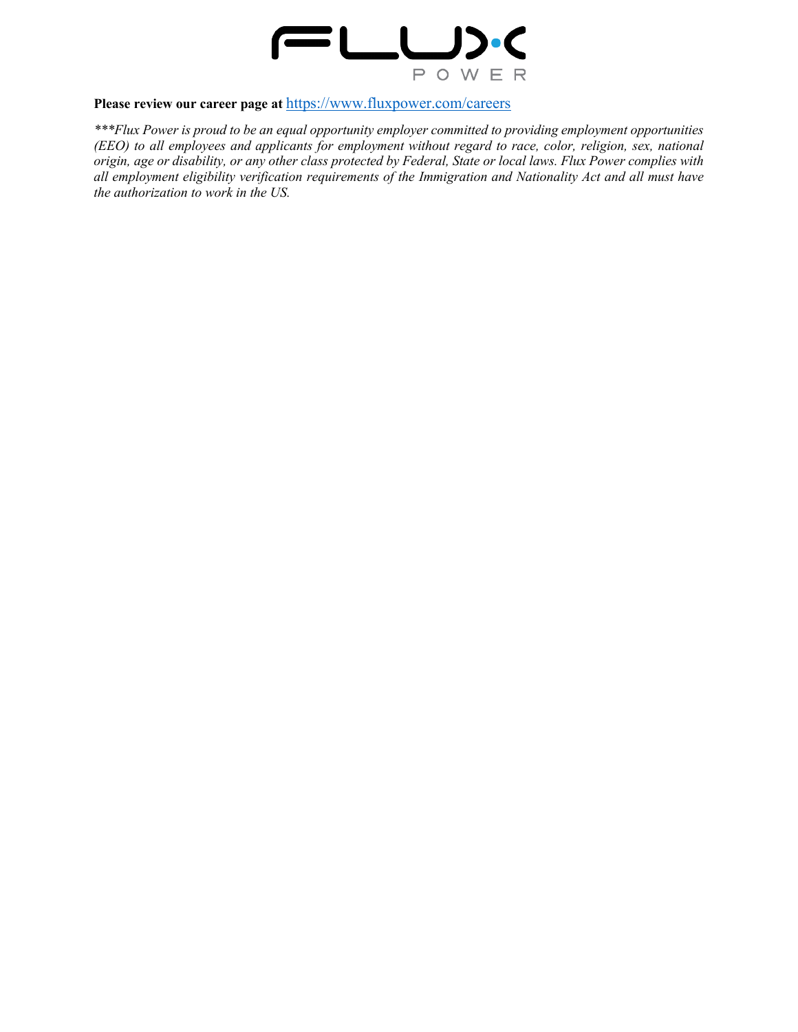**Please review our career page at** https://www.fluxpower.com/careers

****Flux Power is proud to be an equal opportunity employer committed to providing employment opportunities (EEO) to all employees and applicants for employment without regard to race, color, religion, sex, national origin, age or disability, or any other class protected by Federal, State or local laws. Flux Power complies with all employment eligibility verification requirements of the Immigration and Nationality Act and all must have the authorization to work in the US.*